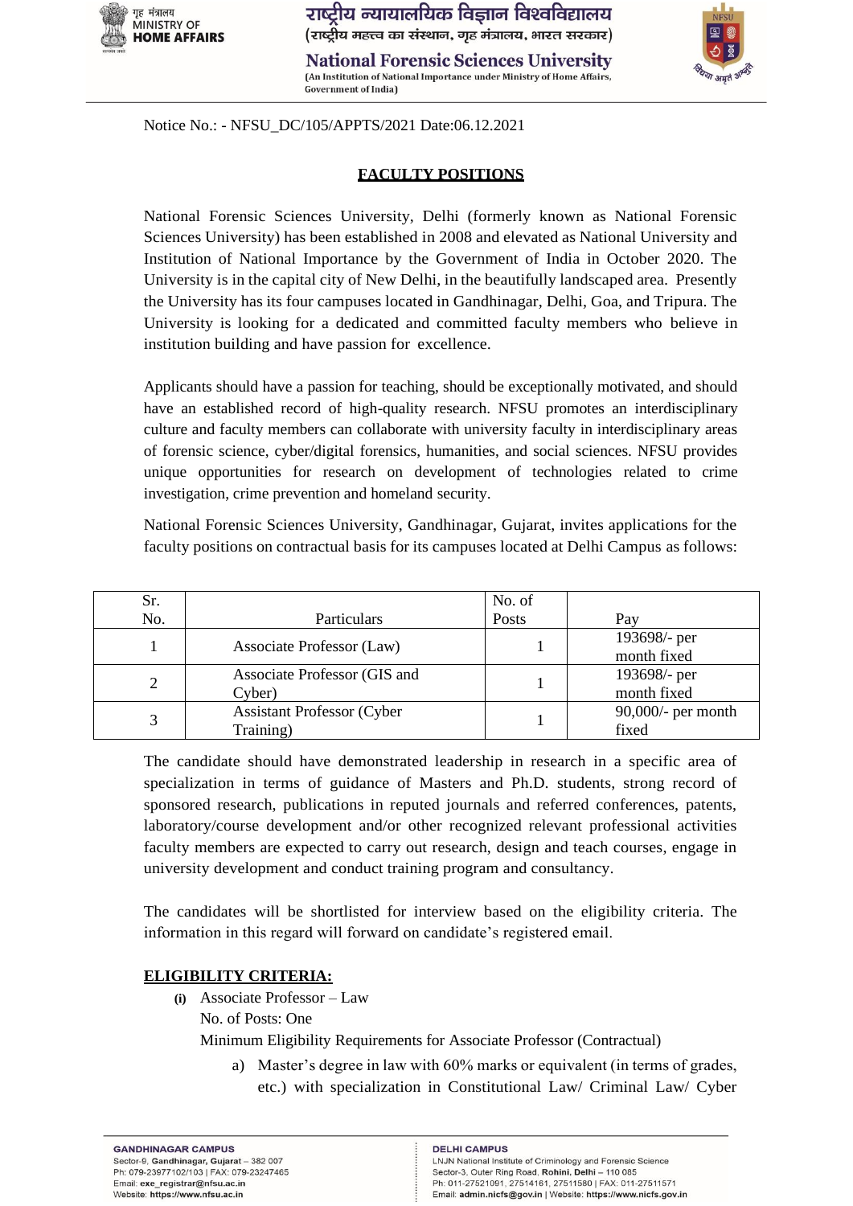Notice No.: - NFSU_DC/105/APPTS/2021 Date:06.12.2021

## FACULTY POSITIONS

National Forensic Sciences University, Delhi (formerly known as National Forensic Sciences University) has been established in 2008 and elevated as National University and Institution of National Importance by the Government of India in October 2020. The University is in the capital city of New Delhi, in the beautifully landscaped area. Presently the University has its four campuses located in Gandhinagar, Delhi, Goa, and Tripura. The University is looking for a dedicated and committed faculty members who believe in institution building and have passion for excellence.

Applicants should have a passion for teaching, should be exceptionally motivated, and should have an established record of high-quality research. NFSU promotes an interdisciplinary culture and faculty members can collaborate with university faculty in interdisciplinary areas of forensic science, cyber/digital forensics, humanities, and social sciences. NFSU provides unique opportunities for research on development of technologies related to crime investigation, crime prevention and homeland security.

National Forensic Sciences University, Gandhinagar, Gujarat, invites applications for the faculty positions on contractual basis for its campuses located at Delhi Campus as follows:

| Sr. No. | Particulars | No. of Posts | Pay |
|---|---|---|---|
| 1 | Associate Professor (Law) | 1 | 193698/- per month fixed |
| 2 | Associate Professor (GIS and Cyber) | 1 | 193698/- per month fixed |
| 3 | Assistant Professor (Cyber Training) | 1 | 90,000/- per month fixed |

The candidate should have demonstrated leadership in research in a specific area of specialization in terms of guidance of Masters and Ph.D. students, strong record of sponsored research, publications in reputed journals and referred conferences, patents, laboratory/course development and/or other recognized relevant professional activities faculty members are expected to carry out research, design and teach courses, engage in university development and conduct training program and consultancy.

The candidates will be shortlisted for interview based on the eligibility criteria. The information in this regard will forward on candidate's registered email.

### ELIGIBILITY CRITERIA:

**(i)** Associate Professor – Law

No. of Posts: One

Minimum Eligibility Requirements for Associate Professor (Contractual)

a) Master's degree in law with 60% marks or equivalent (in terms of grades, etc.) with specialization in Constitutional Law/ Criminal Law/ Cyber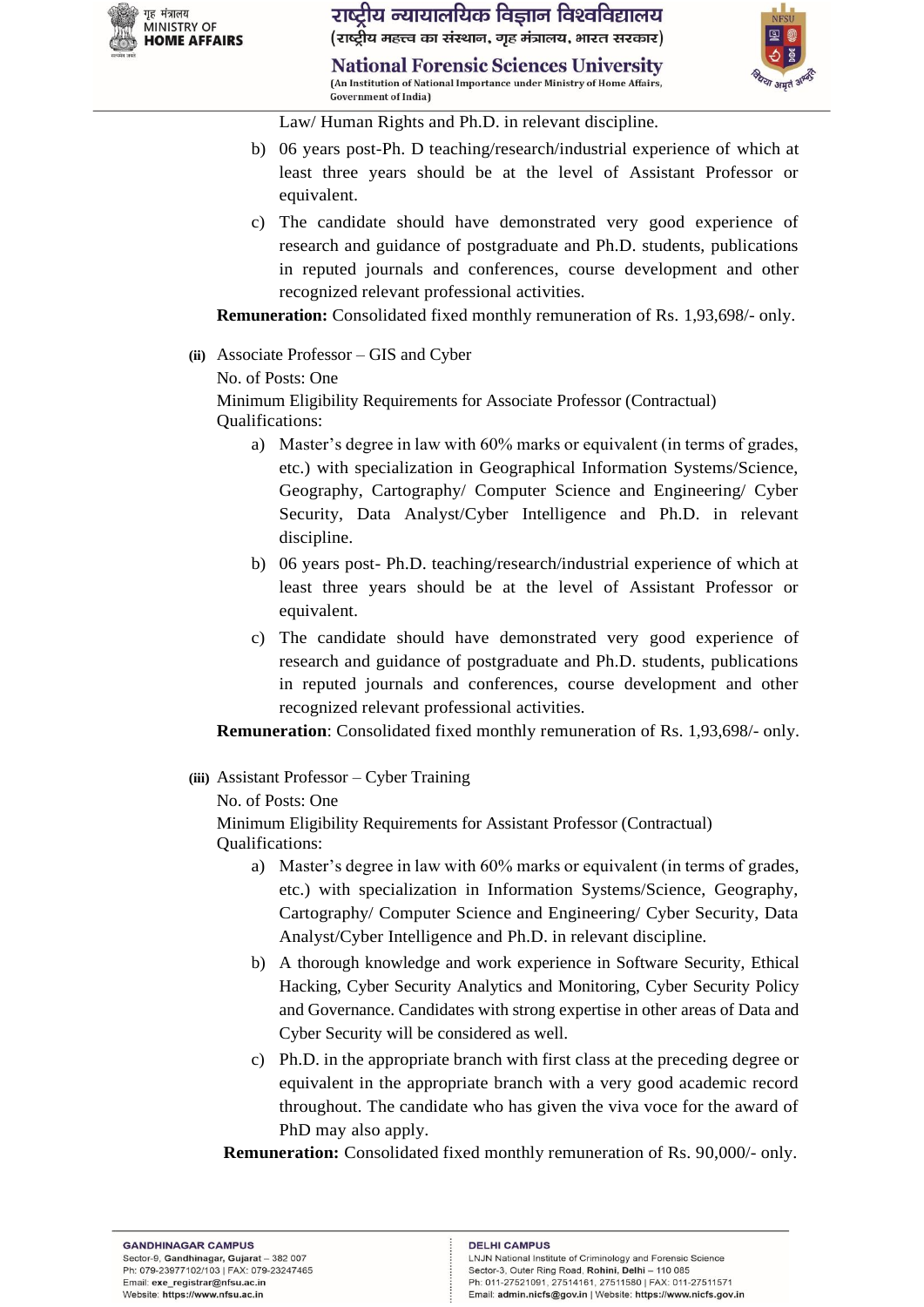Law/ Human Rights and Ph.D. in relevant discipline.

b) 06 years post-Ph. D teaching/research/industrial experience of which at least three years should be at the level of Assistant Professor or equivalent.

c) The candidate should have demonstrated very good experience of research and guidance of postgraduate and Ph.D. students, publications in reputed journals and conferences, course development and other recognized relevant professional activities.

**Remuneration:** Consolidated fixed monthly remuneration of Rs. 1,93,698/- only.

**(ii)** Associate Professor – GIS and Cyber

No. of Posts: One

Minimum Eligibility Requirements for Associate Professor (Contractual)

Qualifications:

a) Master's degree in law with 60% marks or equivalent (in terms of grades, etc.) with specialization in Geographical Information Systems/Science, Geography, Cartography/ Computer Science and Engineering/ Cyber Security, Data Analyst/Cyber Intelligence and Ph.D. in relevant discipline.

b) 06 years post- Ph.D. teaching/research/industrial experience of which at least three years should be at the level of Assistant Professor or equivalent.

c) The candidate should have demonstrated very good experience of research and guidance of postgraduate and Ph.D. students, publications in reputed journals and conferences, course development and other recognized relevant professional activities.

**Remuneration**: Consolidated fixed monthly remuneration of Rs. 1,93,698/- only.

**(iii)** Assistant Professor – Cyber Training

No. of Posts: One

Minimum Eligibility Requirements for Assistant Professor (Contractual)

Qualifications:

a) Master's degree in law with 60% marks or equivalent (in terms of grades, etc.) with specialization in Information Systems/Science, Geography, Cartography/ Computer Science and Engineering/ Cyber Security, Data Analyst/Cyber Intelligence and Ph.D. in relevant discipline.

b) A thorough knowledge and work experience in Software Security, Ethical Hacking, Cyber Security Analytics and Monitoring, Cyber Security Policy and Governance. Candidates with strong expertise in other areas of Data and Cyber Security will be considered as well.

c) Ph.D. in the appropriate branch with first class at the preceding degree or equivalent in the appropriate branch with a very good academic record throughout. The candidate who has given the viva voce for the award of PhD may also apply.

**Remuneration:** Consolidated fixed monthly remuneration of Rs. 90,000/- only.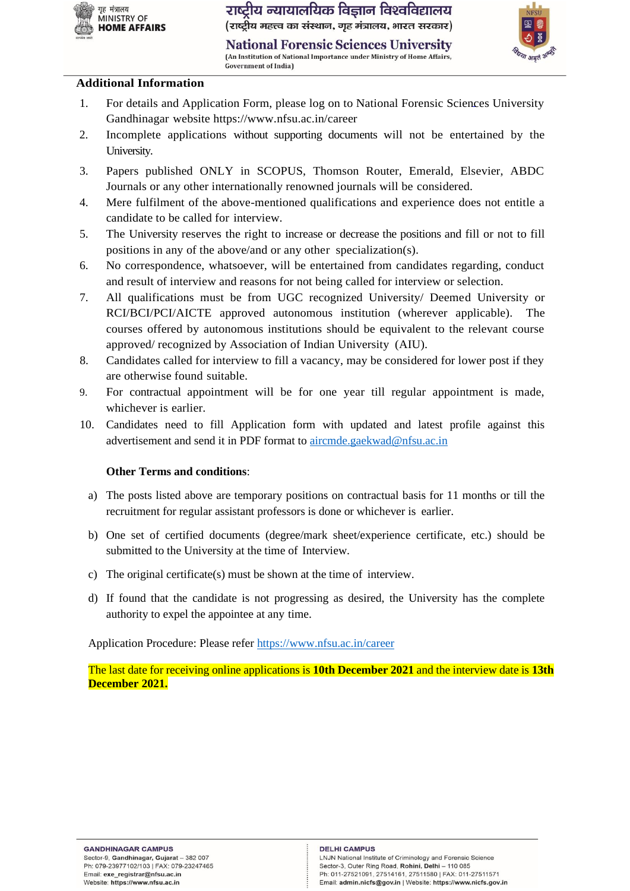## Additional Information

1. For details and Application Form, please log on to National Forensic Sciences University Gandhinagar website https://www.nfsu.ac.in/career
2. Incomplete applications without supporting documents will not be entertained by the University.
3. Papers published ONLY in SCOPUS, Thomson Router, Emerald, Elsevier, ABDC Journals or any other internationally renowned journals will be considered.
4. Mere fulfilment of the above-mentioned qualifications and experience does not entitle a candidate to be called for interview.
5. The University reserves the right to increase or decrease the positions and fill or not to fill positions in any of the above/and or any other specialization(s).
6. No correspondence, whatsoever, will be entertained from candidates regarding, conduct and result of interview and reasons for not being called for interview or selection.
7. All qualifications must be from UGC recognized University/ Deemed University or RCI/BCI/PCI/AICTE approved autonomous institution (wherever applicable). The courses offered by autonomous institutions should be equivalent to the relevant course approved/ recognized by Association of Indian University (AIU).
8. Candidates called for interview to fill a vacancy, may be considered for lower post if they are otherwise found suitable.
9. For contractual appointment will be for one year till regular appointment is made, whichever is earlier.
10. Candidates need to fill Application form with updated and latest profile against this advertisement and send it in PDF format to aircmde.gaekwad@nfsu.ac.in

**Other Terms and conditions**:

a) The posts listed above are temporary positions on contractual basis for 11 months or till the recruitment for regular assistant professors is done or whichever is earlier.

b) One set of certified documents (degree/mark sheet/experience certificate, etc.) should be submitted to the University at the time of Interview.

c) The original certificate(s) must be shown at the time of interview.

d) If found that the candidate is not progressing as desired, the University has the complete authority to expel the appointee at any time.

Application Procedure: Please refer https://www.nfsu.ac.in/career

The last date for receiving online applications is **10th December 2021** and the interview date is **13th December 2021.**